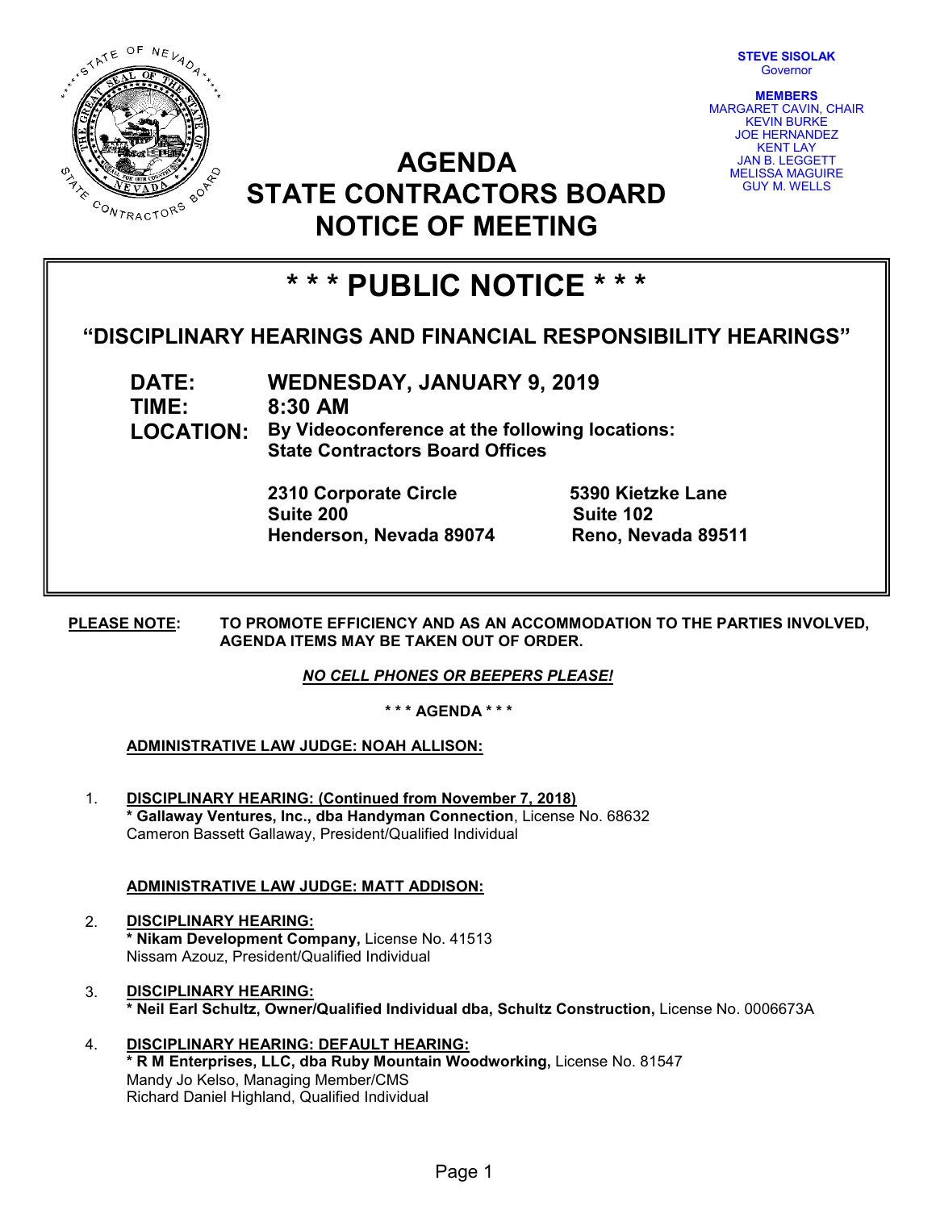**STEVE SISOLAK**
Governor

**MEMBERS**
MARGARET CAVIN, CHAIR
KEVIN BURKE
JOE HERNANDEZ
KENT LAY
JAN B. LEGGETT
MELISSA MAGUIRE
GUY M. WELLS

# AGENDA
# STATE CONTRACTORS BOARD
# NOTICE OF MEETING

## * * * PUBLIC NOTICE * * *

### "DISCIPLINARY HEARINGS AND FINANCIAL RESPONSIBILITY HEARINGS"

**DATE:** WEDNESDAY, JANUARY 9, 2019
**TIME:** 8:30 AM
**LOCATION:** By Videoconference at the following locations:
State Contractors Board Offices

**2310 Corporate Circle**
**Suite 200**
**Henderson, Nevada 89074**

**5390 Kietzke Lane**
**Suite 102**
**Reno, Nevada 89511**

**PLEASE NOTE:** TO PROMOTE EFFICIENCY AND AS AN ACCOMMODATION TO THE PARTIES INVOLVED, AGENDA ITEMS MAY BE TAKEN OUT OF ORDER.

***NO CELL PHONES OR BEEPERS PLEASE!***

**\* \* \* AGENDA \* \* \***

**ADMINISTRATIVE LAW JUDGE: NOAH ALLISON:**

1. **DISCIPLINARY HEARING: (Continued from November 7, 2018)**
   **\* Gallaway Ventures, Inc., dba Handyman Connection**, License No. 68632
   Cameron Bassett Gallaway, President/Qualified Individual

**ADMINISTRATIVE LAW JUDGE: MATT ADDISON:**

2. **DISCIPLINARY HEARING:**
   **\* Nikam Development Company,** License No. 41513
   Nissam Azouz, President/Qualified Individual

3. **DISCIPLINARY HEARING:**
   **\* Neil Earl Schultz, Owner/Qualified Individual dba, Schultz Construction,** License No. 0006673A

4. **DISCIPLINARY HEARING: DEFAULT HEARING:**
   **\* R M Enterprises, LLC, dba Ruby Mountain Woodworking,** License No. 81547
   Mandy Jo Kelso, Managing Member/CMS
   Richard Daniel Highland, Qualified Individual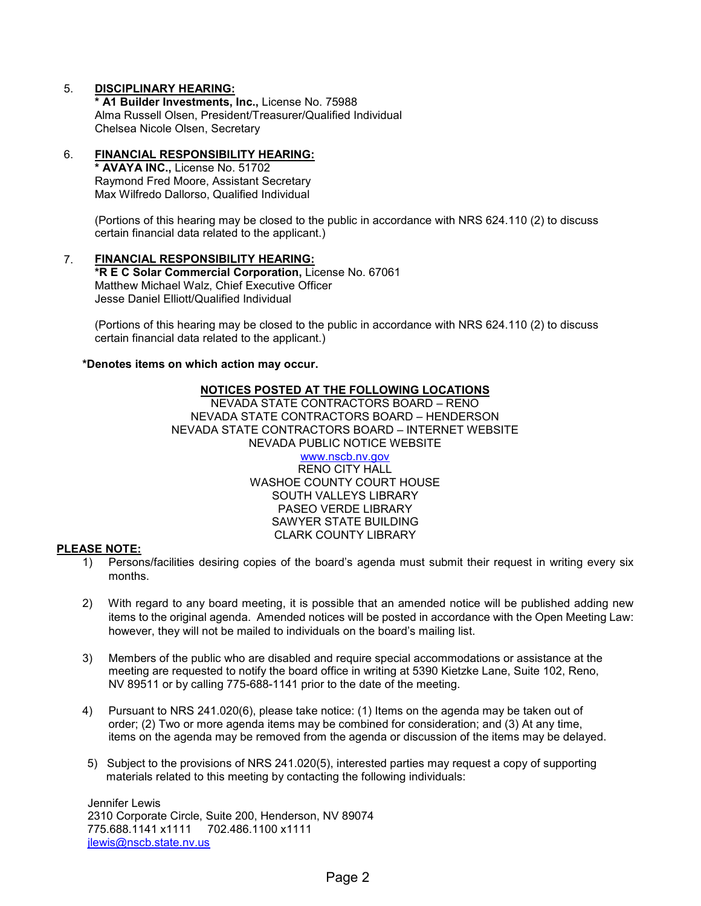5. **DISCIPLINARY HEARING:**
   **\* A1 Builder Investments, Inc.,** License No. 75988
   Alma Russell Olsen, President/Treasurer/Qualified Individual
   Chelsea Nicole Olsen, Secretary

6. **FINANCIAL RESPONSIBILITY HEARING:**
   **\* AVAYA INC.,** License No. 51702
   Raymond Fred Moore, Assistant Secretary
   Max Wilfredo Dallorso, Qualified Individual

   (Portions of this hearing may be closed to the public in accordance with NRS 624.110 (2) to discuss certain financial data related to the applicant.)

7. **FINANCIAL RESPONSIBILITY HEARING:**
   **\*R E C Solar Commercial Corporation,** License No. 67061
   Matthew Michael Walz, Chief Executive Officer
   Jesse Daniel Elliott/Qualified Individual

   (Portions of this hearing may be closed to the public in accordance with NRS 624.110 (2) to discuss certain financial data related to the applicant.)

**\*Denotes items on which action may occur.**

**NOTICES POSTED AT THE FOLLOWING LOCATIONS**

NEVADA STATE CONTRACTORS BOARD – RENO
NEVADA STATE CONTRACTORS BOARD – HENDERSON
NEVADA STATE CONTRACTORS BOARD – INTERNET WEBSITE
NEVADA PUBLIC NOTICE WEBSITE
www.nscb.nv.gov
RENO CITY HALL
WASHOE COUNTY COURT HOUSE
SOUTH VALLEYS LIBRARY
PASEO VERDE LIBRARY
SAWYER STATE BUILDING
CLARK COUNTY LIBRARY

**PLEASE NOTE:**

1) Persons/facilities desiring copies of the board's agenda must submit their request in writing every six months.

2) With regard to any board meeting, it is possible that an amended notice will be published adding new items to the original agenda. Amended notices will be posted in accordance with the Open Meeting Law: however, they will not be mailed to individuals on the board's mailing list.

3) Members of the public who are disabled and require special accommodations or assistance at the meeting are requested to notify the board office in writing at 5390 Kietzke Lane, Suite 102, Reno, NV 89511 or by calling 775-688-1141 prior to the date of the meeting.

4) Pursuant to NRS 241.020(6), please take notice: (1) Items on the agenda may be taken out of order; (2) Two or more agenda items may be combined for consideration; and (3) At any time, items on the agenda may be removed from the agenda or discussion of the items may be delayed.

5) Subject to the provisions of NRS 241.020(5), interested parties may request a copy of supporting materials related to this meeting by contacting the following individuals:

Jennifer Lewis
2310 Corporate Circle, Suite 200, Henderson, NV 89074
775.688.1141 x1111     702.486.1100 x1111
jlewis@nscb.state.nv.us